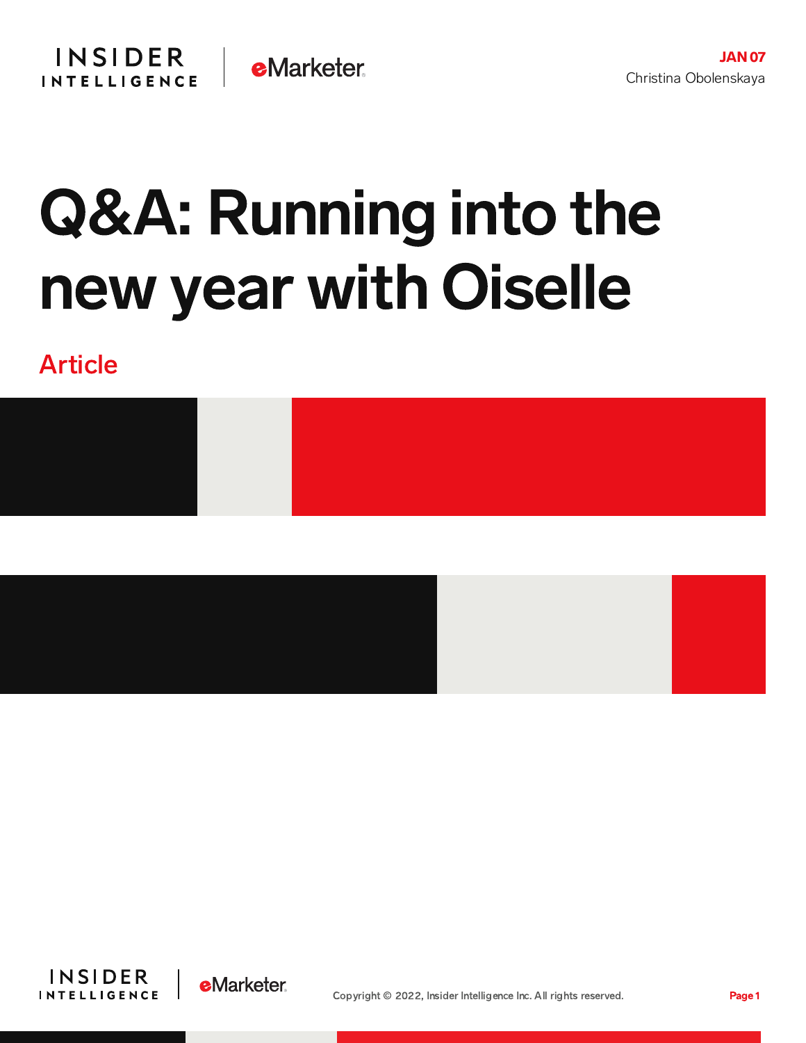JAN 07
Christina Obolenskaya

# Q&A: Running into the new year with Oiselle

Article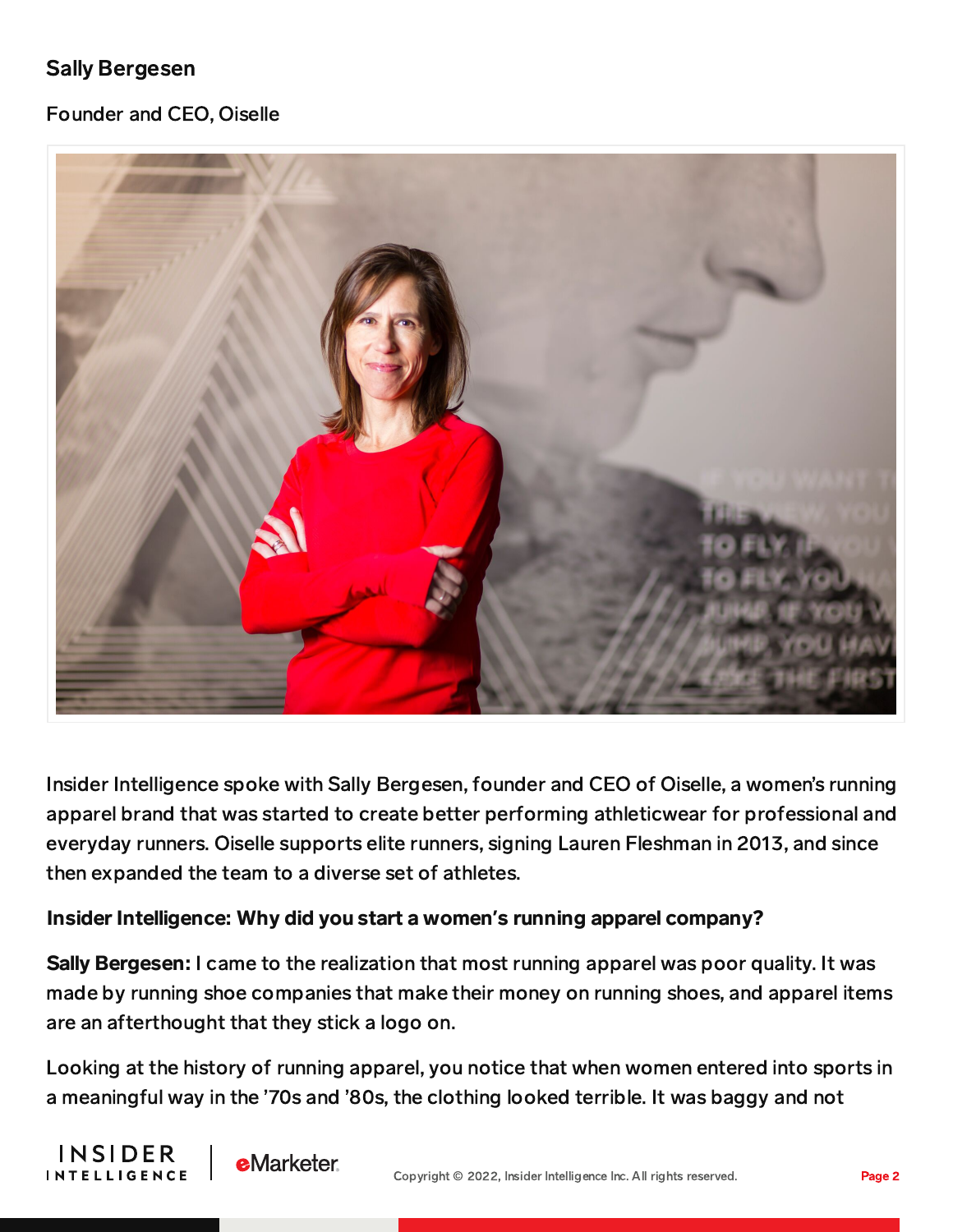**Sally Bergesen**

Founder and CEO, Oiselle

Insider Intelligence spoke with Sally Bergesen, founder and CEO of Oiselle, a women's running apparel brand that was started to create better performing athleticwear for professional and everyday runners. Oiselle supports elite runners, signing Lauren Fleshman in 2013, and since then expanded the team to a diverse set of athletes.

**Insider Intelligence: Why did you start a women's running apparel company?**

**Sally Bergesen:** I came to the realization that most running apparel was poor quality. It was made by running shoe companies that make their money on running shoes, and apparel items are an afterthought that they stick a logo on.

Looking at the history of running apparel, you notice that when women entered into sports in a meaningful way in the '70s and '80s, the clothing looked terrible. It was baggy and not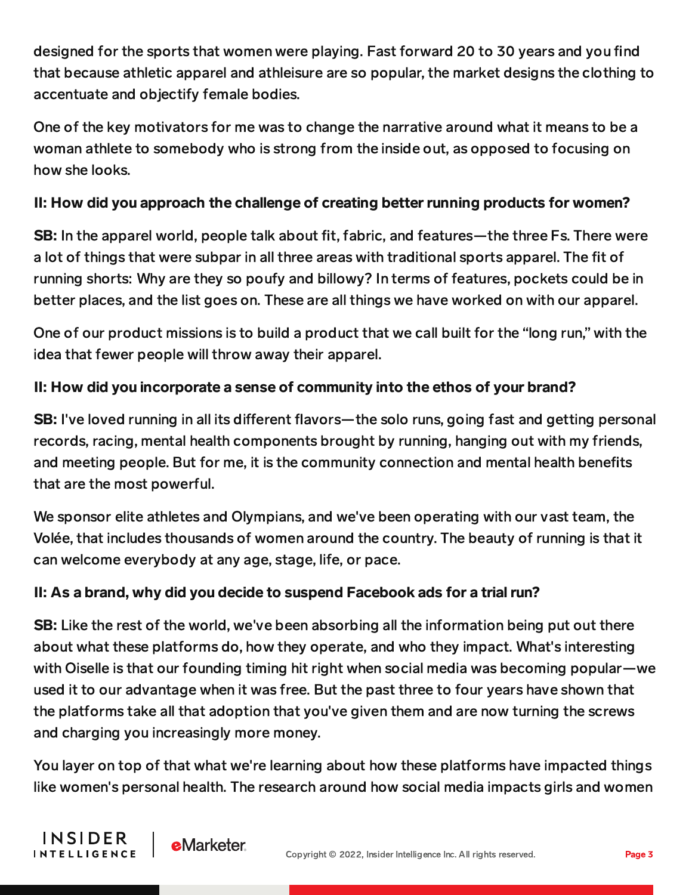designed for the sports that women were playing. Fast forward 20 to 30 years and you find that because athletic apparel and athleisure are so popular, the market designs the clothing to accentuate and objectify female bodies.

One of the key motivators for me was to change the narrative around what it means to be a woman athlete to somebody who is strong from the inside out, as opposed to focusing on how she looks.

**II: How did you approach the challenge of creating better running products for women?**

**SB:** In the apparel world, people talk about fit, fabric, and features—the three Fs. There were a lot of things that were subpar in all three areas with traditional sports apparel. The fit of running shorts: Why are they so poufy and billowy? In terms of features, pockets could be in better places, and the list goes on. These are all things we have worked on with our apparel.

One of our product missions is to build a product that we call built for the "long run," with the idea that fewer people will throw away their apparel.

**II: How did you incorporate a sense of community into the ethos of your brand?**

**SB:** I've loved running in all its different flavors—the solo runs, going fast and getting personal records, racing, mental health components brought by running, hanging out with my friends, and meeting people. But for me, it is the community connection and mental health benefits that are the most powerful.

We sponsor elite athletes and Olympians, and we've been operating with our vast team, the Volée, that includes thousands of women around the country. The beauty of running is that it can welcome everybody at any age, stage, life, or pace.

**II: As a brand, why did you decide to suspend Facebook ads for a trial run?**

**SB:** Like the rest of the world, we've been absorbing all the information being put out there about what these platforms do, how they operate, and who they impact. What's interesting with Oiselle is that our founding timing hit right when social media was becoming popular—we used it to our advantage when it was free. But the past three to four years have shown that the platforms take all that adoption that you've given them and are now turning the screws and charging you increasingly more money.

You layer on top of that what we're learning about how these platforms have impacted things like women's personal health. The research around how social media impacts girls and women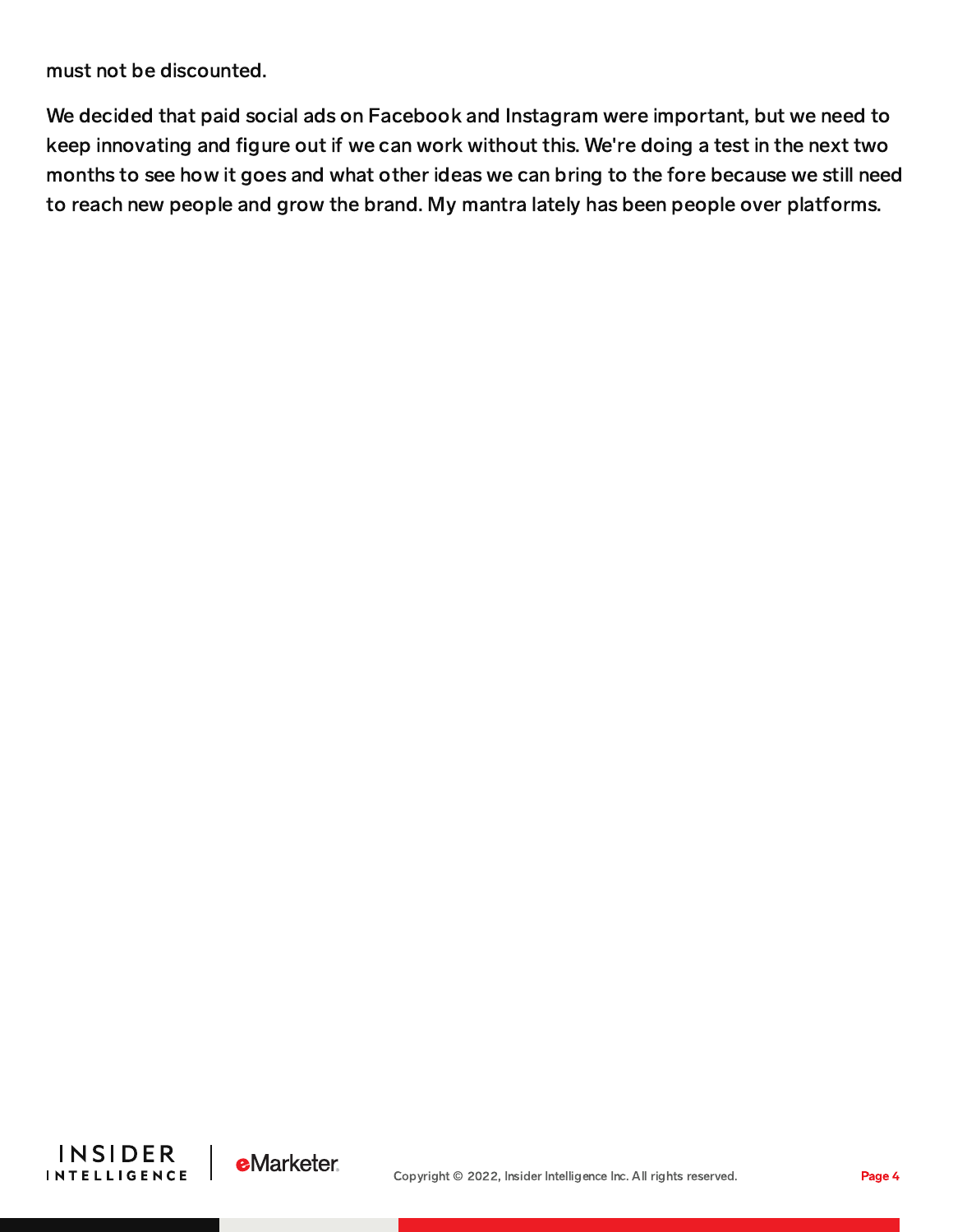must not be discounted.

We decided that paid social ads on Facebook and Instagram were important, but we need to keep innovating and figure out if we can work without this. We're doing a test in the next two months to see how it goes and what other ideas we can bring to the fore because we still need to reach new people and grow the brand. My mantra lately has been people over platforms.